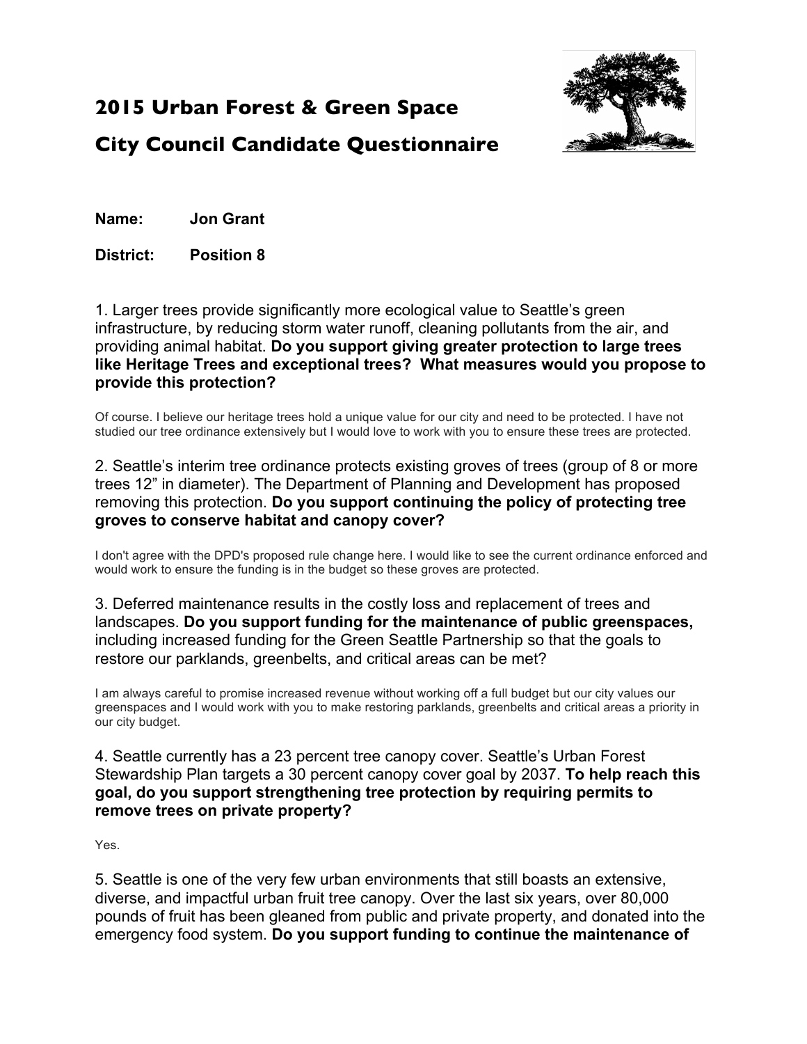# 2015 Urban Forest & Green Space

# City Council Candidate Questionnaire

**Name:** **Jon Grant**

**District:** **Position 8**

1. Larger trees provide significantly more ecological value to Seattle's green infrastructure, by reducing storm water runoff, cleaning pollutants from the air, and providing animal habitat. **Do you support giving greater protection to large trees like Heritage Trees and exceptional trees? What measures would you propose to provide this protection?**

Of course. I believe our heritage trees hold a unique value for our city and need to be protected. I have not studied our tree ordinance extensively but I would love to work with you to ensure these trees are protected.

2. Seattle's interim tree ordinance protects existing groves of trees (group of 8 or more trees 12" in diameter). The Department of Planning and Development has proposed removing this protection. **Do you support continuing the policy of protecting tree groves to conserve habitat and canopy cover?**

I don't agree with the DPD's proposed rule change here. I would like to see the current ordinance enforced and would work to ensure the funding is in the budget so these groves are protected.

3. Deferred maintenance results in the costly loss and replacement of trees and landscapes. **Do you support funding for the maintenance of public greenspaces,** including increased funding for the Green Seattle Partnership so that the goals to restore our parklands, greenbelts, and critical areas can be met?

I am always careful to promise increased revenue without working off a full budget but our city values our greenspaces and I would work with you to make restoring parklands, greenbelts and critical areas a priority in our city budget.

4. Seattle currently has a 23 percent tree canopy cover. Seattle's Urban Forest Stewardship Plan targets a 30 percent canopy cover goal by 2037. **To help reach this goal, do you support strengthening tree protection by requiring permits to remove trees on private property?**

Yes.

5. Seattle is one of the very few urban environments that still boasts an extensive, diverse, and impactful urban fruit tree canopy. Over the last six years, over 80,000 pounds of fruit has been gleaned from public and private property, and donated into the emergency food system. **Do you support funding to continue the maintenance of**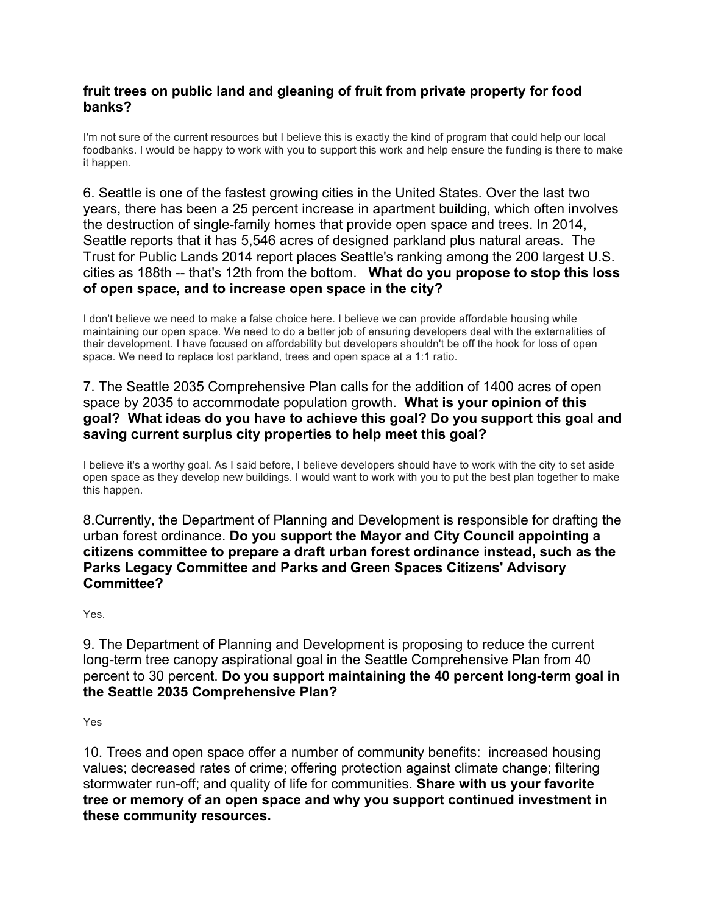**fruit trees on public land and gleaning of fruit from private property for food banks?**

I'm not sure of the current resources but I believe this is exactly the kind of program that could help our local foodbanks. I would be happy to work with you to support this work and help ensure the funding is there to make it happen.

6. Seattle is one of the fastest growing cities in the United States. Over the last two years, there has been a 25 percent increase in apartment building, which often involves the destruction of single-family homes that provide open space and trees. In 2014, Seattle reports that it has 5,546 acres of designed parkland plus natural areas. The Trust for Public Lands 2014 report places Seattle's ranking among the 200 largest U.S. cities as 188th -- that's 12th from the bottom. **What do you propose to stop this loss of open space, and to increase open space in the city?**

I don't believe we need to make a false choice here. I believe we can provide affordable housing while maintaining our open space. We need to do a better job of ensuring developers deal with the externalities of their development. I have focused on affordability but developers shouldn't be off the hook for loss of open space. We need to replace lost parkland, trees and open space at a 1:1 ratio.

7. The Seattle 2035 Comprehensive Plan calls for the addition of 1400 acres of open space by 2035 to accommodate population growth. **What is your opinion of this goal? What ideas do you have to achieve this goal? Do you support this goal and saving current surplus city properties to help meet this goal?**

I believe it's a worthy goal. As I said before, I believe developers should have to work with the city to set aside open space as they develop new buildings. I would want to work with you to put the best plan together to make this happen.

8.Currently, the Department of Planning and Development is responsible for drafting the urban forest ordinance. **Do you support the Mayor and City Council appointing a citizens committee to prepare a draft urban forest ordinance instead, such as the Parks Legacy Committee and Parks and Green Spaces Citizens' Advisory Committee?**

Yes.

9. The Department of Planning and Development is proposing to reduce the current long-term tree canopy aspirational goal in the Seattle Comprehensive Plan from 40 percent to 30 percent. **Do you support maintaining the 40 percent long-term goal in the Seattle 2035 Comprehensive Plan?**

Yes

10. Trees and open space offer a number of community benefits: increased housing values; decreased rates of crime; offering protection against climate change; filtering stormwater run-off; and quality of life for communities. **Share with us your favorite tree or memory of an open space and why you support continued investment in these community resources.**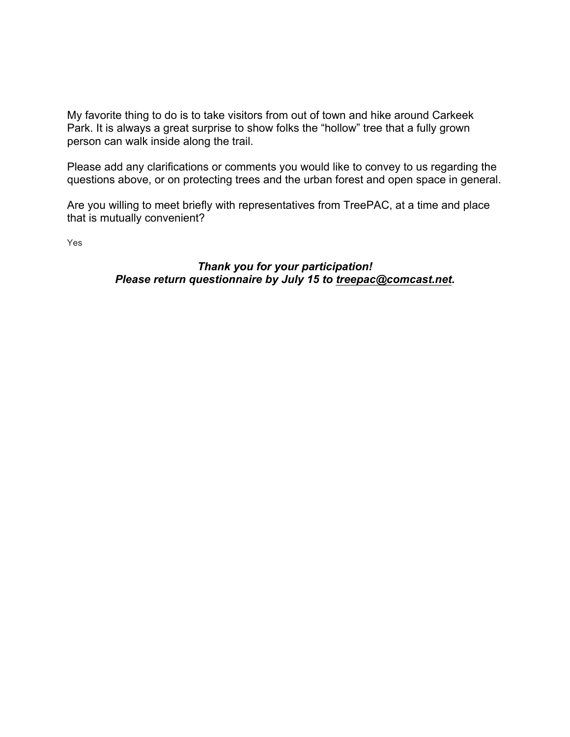My favorite thing to do is to take visitors from out of town and hike around Carkeek Park. It is always a great surprise to show folks the "hollow" tree that a fully grown person can walk inside along the trail.

Please add any clarifications or comments you would like to convey to us regarding the questions above, or on protecting trees and the urban forest and open space in general.

Are you willing to meet briefly with representatives from TreePAC, at a time and place that is mutually convenient?

Yes

***Thank you for your participation!***
***Please return questionnaire by July 15 to [treepac@comcast.net](mailto:treepac@comcast.net).***